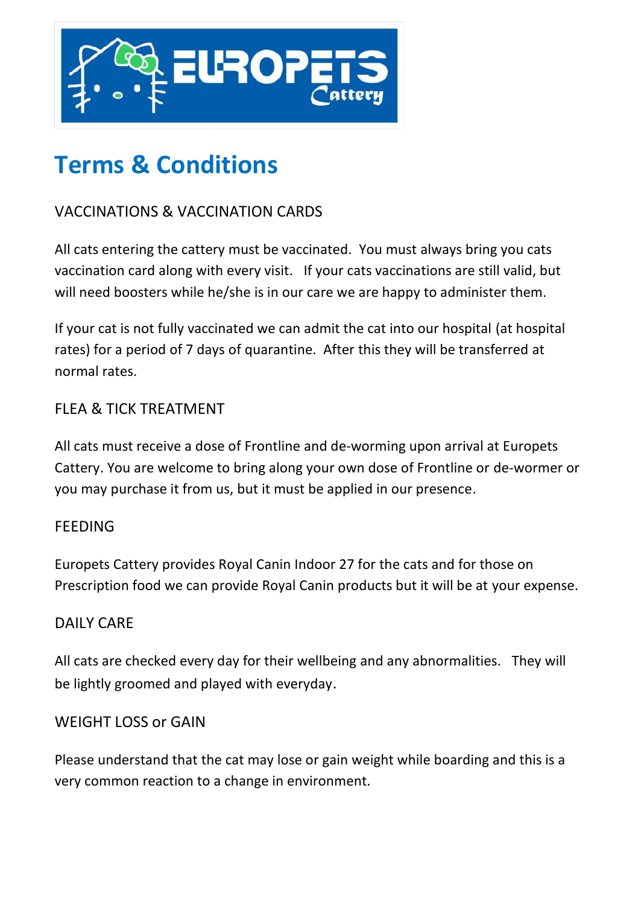# Terms & Conditions

## VACCINATIONS & VACCINATION CARDS

All cats entering the cattery must be vaccinated. You must always bring you cats vaccination card along with every visit. If your cats vaccinations are still valid, but will need boosters while he/she is in our care we are happy to administer them.

If your cat is not fully vaccinated we can admit the cat into our hospital (at hospital rates) for a period of 7 days of quarantine. After this they will be transferred at normal rates.

## FLEA & TICK TREATMENT

All cats must receive a dose of Frontline and de-worming upon arrival at Europets Cattery. You are welcome to bring along your own dose of Frontline or de-wormer or you may purchase it from us, but it must be applied in our presence.

## FEEDING

Europets Cattery provides Royal Canin Indoor 27 for the cats and for those on Prescription food we can provide Royal Canin products but it will be at your expense.

## DAILY CARE

All cats are checked every day for their wellbeing and any abnormalities. They will be lightly groomed and played with everyday.

## WEIGHT LOSS or GAIN

Please understand that the cat may lose or gain weight while boarding and this is a very common reaction to a change in environment.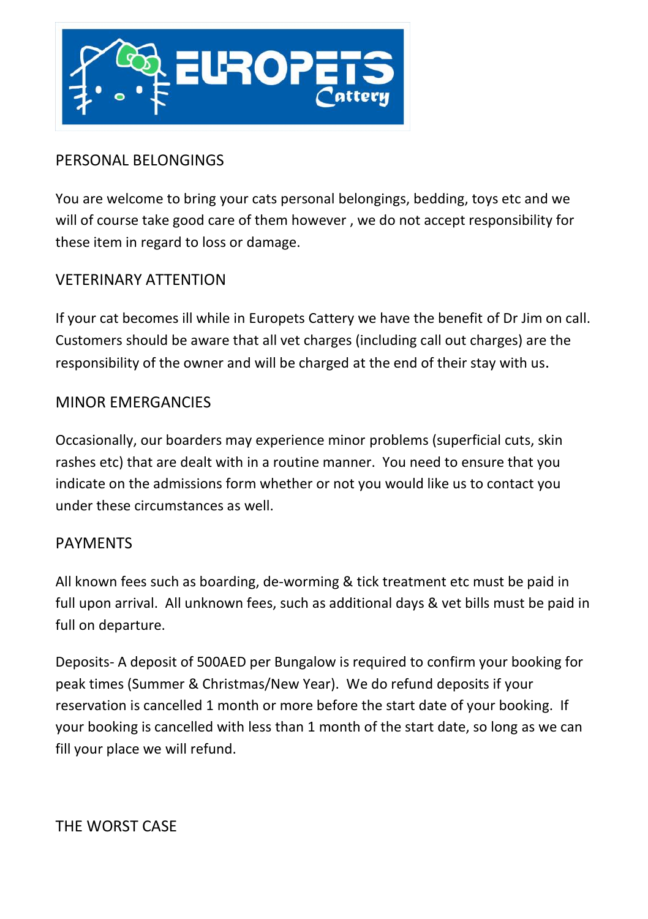## PERSONAL BELONGINGS

You are welcome to bring your cats personal belongings, bedding, toys etc and we will of course take good care of them however , we do not accept responsibility for these item in regard to loss or damage.

## VETERINARY ATTENTION

If your cat becomes ill while in Europets Cattery we have the benefit of Dr Jim on call. Customers should be aware that all vet charges (including call out charges) are the responsibility of the owner and will be charged at the end of their stay with us.

## MINOR EMERGANCIES

Occasionally, our boarders may experience minor problems (superficial cuts, skin rashes etc) that are dealt with in a routine manner. You need to ensure that you indicate on the admissions form whether or not you would like us to contact you under these circumstances as well.

## PAYMENTS

All known fees such as boarding, de-worming & tick treatment etc must be paid in full upon arrival. All unknown fees, such as additional days & vet bills must be paid in full on departure.

Deposits- A deposit of 500AED per Bungalow is required to confirm your booking for peak times (Summer & Christmas/New Year). We do refund deposits if your reservation is cancelled 1 month or more before the start date of your booking. If your booking is cancelled with less than 1 month of the start date, so long as we can fill your place we will refund.

## THE WORST CASE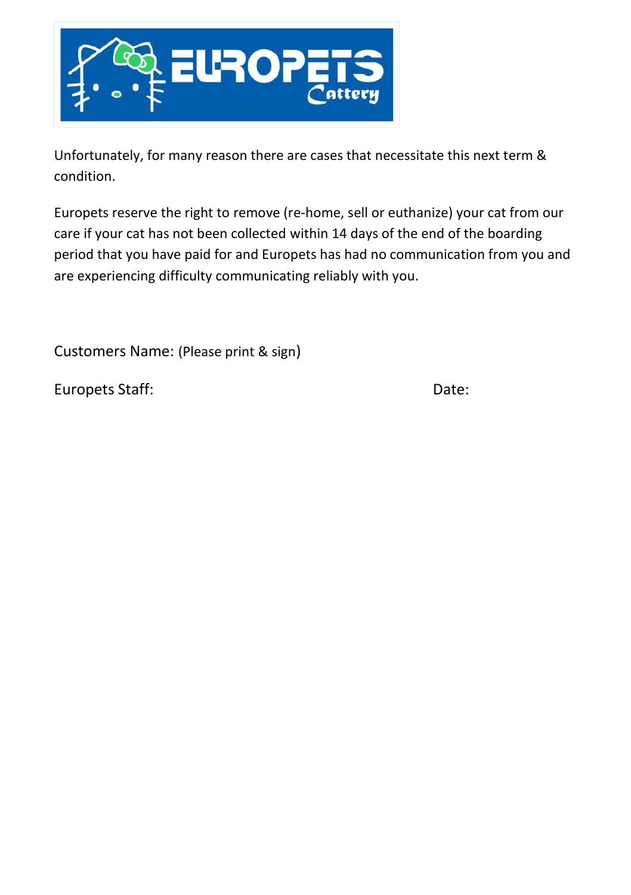Unfortunately, for many reason there are cases that necessitate this next term & condition.

Europets reserve the right to remove (re-home, sell or euthanize) your cat from our care if your cat has not been collected within 14 days of the end of the boarding period that you have paid for and Europets has had no communication from you and are experiencing difficulty communicating reliably with you.

Customers Name: (Please print & sign)

Europets Staff: Date: